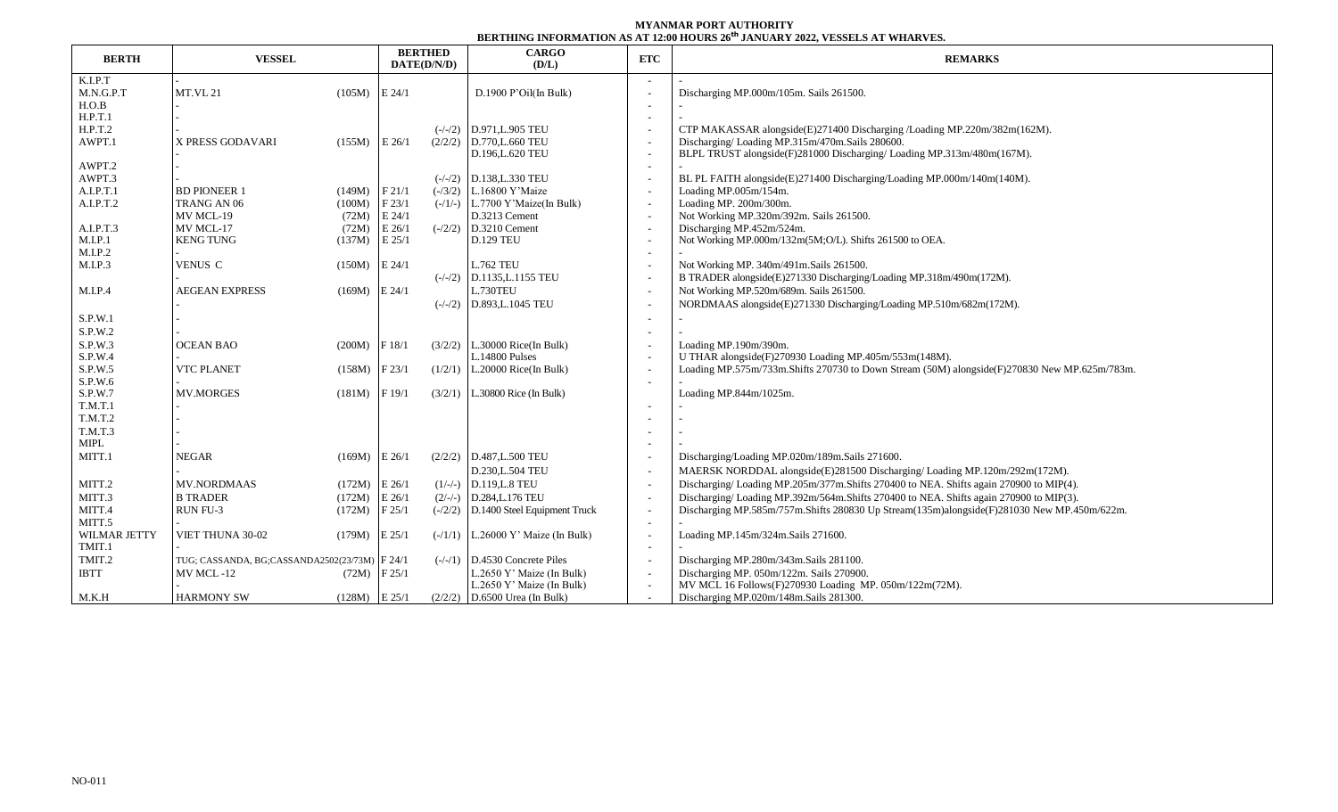**MYANMAR PORT AUTHORITY**
**BERTHING INFORMATION AS AT 12:00 HOURS 26th JANUARY 2022, VESSELS AT WHARVES.**

| BERTH | VESSEL | | BERTHED DATE(D/N/D) | | CARGO (D/L) | ETC | REMARKS |
|---|---|---|---|---|---|---|---|
| K.I.P.T | - | | | | | - | - |
| M.N.G.P.T | MT.VL 21 | (105M) | E 24/1 | | D.1900 P'Oil(In Bulk) | - | Discharging MP.000m/105m. Sails 261500. |
| H.O.B | - | | | | | - | - |
| H.P.T.1 | - | | | | | - | - |
| H.P.T.2 | - | | | (-/-/2) | D.971,L.905 TEU | - | CTP MAKASSAR alongside(E)271400 Discharging /Loading MP.220m/382m(162M). |
| AWPT.1 | X PRESS GODAVARI | (155M) | E 26/1 | (2/2/2) | D.770,L.660 TEU | - | Discharging/ Loading MP.315m/470m.Sails 280600. |
| | - | | | | D.196,L.620 TEU | - | BLPL TRUST alongside(F)281000 Discharging/ Loading MP.313m/480m(167M). |
| AWPT.2 | - | | | | | - | - |
| AWPT.3 | - | | | (-/-/2) | D.138,L.330 TEU | - | BL PL FAITH alongside(E)271400 Discharging/Loading MP.000m/140m(140M). |
| A.I.P.T.1 | BD PIONEER 1 | (149M) | F 21/1 | (-/3/2) | L.16800 Y'Maize | - | Loading MP.005m/154m. |
| A.I.P.T.2 | TRANG AN 06 | (100M) | F 23/1 | (-/1/-) | L.7700 Y'Maize(In Bulk) | - | Loading MP. 200m/300m. |
| | MV MCL-19 | (72M) | E 24/1 | | D.3213 Cement | - | Not Working MP.320m/392m. Sails 261500. |
| A.I.P.T.3 | MV MCL-17 | (72M) | E 26/1 | (-/2/2) | D.3210 Cement | - | Discharging MP.452m/524m. |
| M.I.P.1 | KENG TUNG | (137M) | E 25/1 | | D.129 TEU | - | Not Working MP.000m/132m(5M;O/L). Shifts 261500 to OEA. |
| M.I.P.2 | - | | | | | - | - |
| M.I.P.3 | VENUS C | (150M) | E 24/1 | | L.762 TEU | - | Not Working MP. 340m/491m.Sails 261500. |
| | - | | | (-/-/2) | D.1135,L.1155 TEU | - | B TRADER alongside(E)271330 Discharging/Loading MP.318m/490m(172M). |
| M.I.P.4 | AEGEAN EXPRESS | (169M) | E 24/1 | | L.730TEU | - | Not Working MP.520m/689m. Sails 261500. |
| | - | | | (-/-/2) | D.893,L.1045 TEU | - | NORDMAAS alongside(E)271330 Discharging/Loading MP.510m/682m(172M). |
| S.P.W.1 | - | | | | | - | - |
| S.P.W.2 | - | | | | | - | - |
| S.P.W.3 | OCEAN BAO | (200M) | F 18/1 | (3/2/2) | L.30000 Rice(In Bulk) | - | Loading MP.190m/390m. |
| S.P.W.4 | - | | | | L.14800 Pulses | - | U THAR alongside(F)270930 Loading MP.405m/553m(148M). |
| S.P.W.5 | VTC PLANET | (158M) | F 23/1 | (1/2/1) | L.20000 Rice(In Bulk) | - | Loading MP.575m/733m.Shifts 270730 to Down Stream (50M) alongside(F)270830 New MP.625m/783m. |
| S.P.W.6 | - | | | | | - | - |
| S.P.W.7 | MV.MORGES | (181M) | F 19/1 | (3/2/1) | L.30800 Rice (In Bulk) | | Loading MP.844m/1025m. |
| T.M.T.1 | - | | | | | - | - |
| T.M.T.2 | - | | | | | - | - |
| T.M.T.3 | - | | | | | - | - |
| MIPL | - | | | | | - | - |
| MITT.1 | NEGAR | (169M) | E 26/1 | (2/2/2) | D.487,L.500 TEU | - | Discharging/Loading MP.020m/189m.Sails 271600. |
| | - | | | | D.230,L.504 TEU | - | MAERSK NORDDAL alongside(E)281500 Discharging/ Loading MP.120m/292m(172M). |
| MITT.2 | MV.NORDMAAS | (172M) | E 26/1 | (1/-/-) | D.119,L.8 TEU | - | Discharging/ Loading MP.205m/377m.Shifts 270400 to NEA. Shifts again 270900 to MIP(4). |
| MITT.3 | B TRADER | (172M) | E 26/1 | (2/-/-) | D.284,L.176 TEU | - | Discharging/ Loading MP.392m/564m.Shifts 270400 to NEA. Shifts again 270900 to MIP(3). |
| MITT.4 | RUN FU-3 | (172M) | F 25/1 | (-/2/2) | D.1400 Steel Equipment Truck | - | Discharging MP.585m/757m.Shifts 280830 Up Stream(135m)alongside(F)281030 New MP.450m/622m. |
| MITT.5 | - | | | | | - | - |
| WILMAR JETTY | VIET THUNA 30-02 | (179M) | E 25/1 | (-/1/1) | L.26000 Y' Maize (In Bulk) | - | Loading MP.145m/324m.Sails 271600. |
| TMIT.1 | - | | | | | - | - |
| TMIT.2 | TUG; CASSANDA, BG;CASSANDA2502(23/73M) | | F 24/1 | (-/-/1) | D.4530 Concrete Piles | - | Discharging MP.280m/343m.Sails 281100. |
| IBTT | MV MCL -12 | (72M) | F 25/1 | | L.2650 Y' Maize (In Bulk) | - | Discharging MP. 050m/122m. Sails 270900. |
| | - | | | | L.2650 Y' Maize (In Bulk) | - | MV MCL 16 Follows(F)270930 Loading MP. 050m/122m(72M). |
| M.K.H | HARMONY SW | (128M) | E 25/1 | (2/2/2) | D.6500 Urea (In Bulk) | - | Discharging MP.020m/148m.Sails 281300. |

NO-011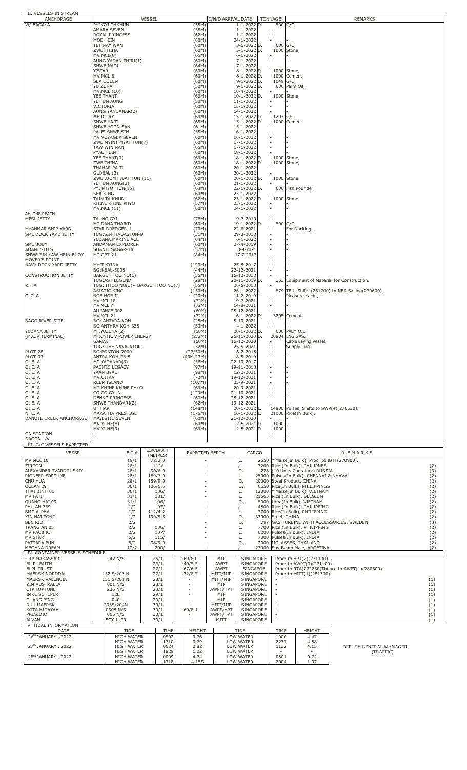## II. VESSELS IN STREAM

| ANCHORAGE | VESSEL | | D/N/D ARRIVAL DATE | | TONNAGE | REMARKS |
|---|---|---|---|---|---|---|
| W/ BAGAYA | PYI GYI THKHUN | (55M) | 1-1-2022 | D. | 500 | G/C, |
| | AMARA SEVEN | (55M) | 1-1-2022 | | - | |
| | ROYAL PRINCESS | (62M) | 1-1-2022 | | - | |
| | MOE HEIN | (60M) | 24-1-2022 | | - | - |
| | TET NAY WAN | (60M) | 3-1-2022 | D. | 600 | G/C, |
| | ZWE THIHA | (60M) | 5-1-2022 | D. | 1000 | Stone, |
| | MV MCL(8) | (65M) | 6-1-2022 | | - | - |
| | AUNG YADAN THIRI(1) | (60M) | 7-1-2022 | | - | - |
| | SHWE NADI | (64M) | 7-1-2022 | | - | |
| | Y'STAR | (60M) | 8-1-2022 | D. | 1000 | Stone, |
| | MV MCL 6 | (60M) | 8-1-2022 | D. | 1000 | Cement, |
| | SEA QUEEN | (60M) | 9-1-2022 | D. | 1049 | G/C, |
| | YU ZUNA | (50M) | 9-1-2022 | D. | 600 | Palm Oil, |
| | MV.MCL (10) | (60M) | 10-4-2022 | | - | - |
| | YEE THANT | (60M) | 10-1-2022 | D. | 1000 | Stone, |
| | YE TUN AUNG | (50M) | 11-1-2022 | | - | - |
| | VICTORIA | (60M) | 13-1-2022 | | - | - |
| | AUNG YANDANAR(2) | (60M) | 14-1-2022 | | - | - |
| | MERCURY | (60M) | 15-1-2022 | D. | 1297 | G/C. |
| | SHWE YA TI | (65M) | 15-1-2022 | D. | 1000 | Cement. |
| | SHWE YOON SAN | (61M) | 15-1-2022 | | - | - |
| | PALEI SHWE SIN | (55M) | 16-1-2022 | | - | - |
| | MV VOYAGER SEVEN | (60M) | 16-1-2022 | | - | - |
| | ZWE MYINT MYAT TUN(7) | (60M) | 17-1-2022 | | - | - |
| | TAW WIN NAN | (65M) | 17-1-2022 | | - | - |
| | PYAE HEIN | (60M) | 18-1-2022 | | - | - |
| | YEE THANT(3) | (60M) | 18-1-2022 | D. | 1000 | Stone, |
| | ZWE THIHA | (60M) | 18-1-2022 | D. | 1000 | Stone, |
| | THAHAR PA TI | (60M) | 20-1-2022 | | - | - |
| | GLOBAL (2) | (60M) | 20-1-2022 | | - | |
| | ZWE ,UOMT ,UAT TUN (11) | (60M) | 20-1-2022 | D. | 1000 | Stone. |
| | YE TUN AUNG(2) | (60M) | 21-1-2022 | | - | - |
| | PYI PHYO TUN(15) | (63M) | 22-1-2022 | D. | 600 | Fish Pounder. |
| | SEA KING | (60M) | 23-1-2022 | | - | - |
| | TAIN TA KHUN | (62M) | 23-1-2022 | D. | 1000 | Stone. |
| | KHINE KHINE PHYO | (57M) | 23-1-2022 | | - | - |
| | MV.MCL (11) | (60M) | 24-1-2022 | | - | - |
| AHLONE REACH | - | | | | - | - |
| MFSL JETTY | TAUNG GYI | (76M) | 9-7-2019 | | - | - |
| | MT.DANA THAIKD | (60M) | 19-1-2022 | D. | 500 | G/C, |
| MYANMAR SHIP YARD | STAR DREDGER-1 | (70M) | 22-6-2021 | | - | For Docking. |
| SML DOCK YARD JETTY | TUG:SINTHADASTUN-9 | (31M) | 29-3-2018 | | - | - |
| | YUZANA MARINE ACE | (64M) | 6-1-2022 | | - | - |
| SML BOUY | ANDAMAN EXPLORER | (60M) | 27-4-2019 | | - | - |
| ADANI SITES | SHANTI SAGAR-14 | (57M) | 8-9-2021 | | - | - |
| SHWE ZIN YAW HEIN BUOY | MT.GPT-21 | (84M) | 17-7-2017 | | - | - |
| MOVER'S POINT | - | | | | - | - |
| NAVY DOCK YARD JETTY | MYIT KYINA | (120M) | 25-8-2017 | | - | - |
| | BG;KBAL-5005 | (44M) | 22-12-2021 | | - | - |
| CONSTRUCTION JETTY | BARGE HTOO NO(1) | (55M) | 16-12-2018 | | - | - |
| | TUG:AST LEGEND, | (28M) | 20-11-2019 | D. | 363 | Equipment of Material for Construction. |
| R.T.A | TUG: HTOO NO(3)+ BARGE HTOO NO(7) | (55M) | 26-6-2018 | | - | - |
| | ASIATIC KING | (150M) | 26-1-2022 | I. | 579 | TEU, Shifts (261700) to NEA.Sailing(270600). |
| C. C. A | NOE NOE II | (20M) | 11-2-2019 | | - | Pleasure Yacht, |
| | MV MCL 18 | (72M) | 19-7-2021 | | - | - |
| | MV MCL 7 | (72M) | 14-8-2021 | | - | - |
| | ALLIANCE-002 | (60M) | 25-12-2021 | | - | - |
| | MV.MCL 21 | (72M) | 16-1-2022 | D. | 3205 | Cement. |
| BAGO RIVER SITE | BG; ANTARA KOH | (28M) | 5-10-2021 | | - | - |
| | BG ANTHRA KOH-338 | (53M) | 4-1-2022 | | - | - |
| YUZANA JETTY | MT.YUZUNA (2) | (50M) | 20-1-2022 | D. | 600 | PALM OIL. |
| (M.C.V TERMINAL) | MT.CNTIC V POWER ENERGY | (272M) | 26-11-2020 | D. | 20804 | LNG GAS. |
| | GARDA | (50M) | 16-12-2020 | | - | Cable Laying Vessel. |
| | TUG: THE NAVIGATOR | (32M) | 25-5-2021 | | - | Supply Tug. |
| PLOT-28 | BG:PONTON-2000 | (27/50M) | 6-2-2018 | | - | - |
| PLOT-33 | ANTRA KOH-PB.8 | (40M,23M) | 18-5-2019 | | - | - |
| O. E. A | MT.YADANAR(3) | (56M) | 22-10-2017 | | - | - |
| O. E. A | PACIFIC LEGACY | (97M) | 19-11-2018 | | - | - |
| O. E. A | YAAN BYAE | (98M) | 12-2-2021 | | - | - |
| O. E. A | MV.CITRA | (72M) | 19-12-2021 | | - | - |
| O. E. A | REEM ISLAND | (107M) | 25-9-2021 | | - | - |
| O. E. A | MT.KHINE KHINE PHYO | (60M) | 20-9-2021 | | - | - |
| O. E. A | CO CO GYUN | (129M) | 21-10-2021 | | - | - |
| O. E. A | DENKO PRINCESS | (60M) | 28-12-2021 | | - | - |
| O. E. A | SHWE THANDAR1(2) | (62M) | 19-12-2021 | | - | - |
| O. E. A | U THAR | (148M) | 20-1-2022 | L. | 14800 | Pulses, Shifts to SWP(4)(270630). |
| N. E. A | MARATHA PRESTIGE | (176M) | 16-1-2022 | L. | 21000 | Rice(In Bulk), |
| DANOTE CREEK ANCHORAGE | MAJESTIC SEVEN | (60M) | 21-12-2020 | | - | |
| | MV YI HE(8) | (60M) | 2-5-2021 | D. | 1000 | - |
| | MV YI HE(9) | (60M) | 2-5-2021 | D. | 1000 | - |
| ON STATION | - | | | | - | - |
| DAGON L/V | - | | | | - | - |

## III. G/C VESSELS EXPECTED.

| VESSEL | E.T.A | LOA/DRAFT (METRES) | EXPECTED BERTH | CARGO | | R E M A R K S | |
|---|---|---|---|---|---|---|---|
| MV MCL 16 | 19/1 | 72/2.0 | - | L. | 2650 | Y'Maize(In Bulk), Proc: to IBTT(270900). | |
| ZIRCON | 28/1 | 112/- | - | L. | 7200 | Rice (In Bulk), PHILIPNES | (2) |
| ALEXANDER TVARDOUSKIY | 28/1 | 90/6.0 | - | D. | 228 | (10 Units Container) RUSSIA | (3) |
| PIONEER FORTUNE | 28/1 | 169/7.0 | - | L. | 25000 | Pulses(In Bulk), CHENNAI & NHAVA | (2) |
| CHU HUA | 28/1 | 159/9.0 | - | D. | 20000 | Steel Product, CHINA | (2) |
| OCEAN 29 | 30/1 | 106/6.5 | - | D. | 6650 | Rice(In Bulk), PHILIPPINGS | (2) |
| THAI BINH 01 | 30/1 | 136/ | - | L. | 12000 | Y'Maize(In Bulk), VIETNAM | (2) |
| MV FATIH | 31/1 | 181/ | - | L. | 21565 | Rice (In Bulk), BELGIUM | (2) |
| QUANG HAI 09 | 31/1 | 106/ | - | D. | 5000 | Urea(In Bulk), VIETNAM | (2) |
| PHU AN 369 | 1/2 | 97/ | - | L. | 4800 | Rice (In Bulk), PHILIPPING | (2) |
| BMC ALPHA | 1/2 | 112/4.2 | - | L. | 7700 | Rice(In Bulk), PHILIPPING | (2) |
| XIN HAI TONG | 1/2 | 190/5.5 | - | D. | 33000 | Steel, CHINA | (2) |
| BBC RIO | 2/2 | | - | D. | 797 | GAS TURBINE WITH ACCESSORIES, SWEDEN | (3) |
| TRANG AN 05 | 2/2 | 136/ | - | L. | 7700 | Rice (In Bulk), PHILIPPING | (2) |
| MV PACIFIC | 2/2 | 107/ | - | L. | 6200 | Pulses(In Bulk), INDIA | (2) |
| MV STAR | 6/2 | 115/ | - | L. | 7800 | Pulses(In Bulk), INDIA | (2) |
| PATTARA PUN | 8/2 | 98/9.0 | - | D. | 2000 | MOLASSES, THAILAND | (2) |
| MEGHNA DREAM | 12/2 | 200/ | - | L. | 27000 | Soy Beam Male, ARGETINA | (2) |

## IV. CONTAINER VESSELS SCHEDULE.

| | | | | | | | |
|---|---|---|---|---|---|---|---|
| CTP MAKASSAR | 242 N/S | 25/1 | 169/8.0 | MIP | SINGAPORE | Proc: to HPT(2)(271130). | |
| BL PL FAITH | - | 26/1 | 140/5.5 | AWPT | SINGAPORE | Proc: to AWPT(3)(271100). | |
| BLPL TRUST | - | 27/1 | 167/6.5 | AWPT | SINGAPOE | Proc: to RTA(272230)Thence to AWPT(1)(280600). | |
| MAERSK NORDDAL | 152 S/203 N | 27/1 | 172/8.7 | MITT/MIP | SINGAPORE | Proc: to MITT(1)(281300). | |
| MAERSK VALENCIA | 151 S/201 N | 28/1 | - | MITT/MIP | SINGAPORE | - | (1) |
| ZIM AUSTRALLA | 001 N/S | 28/1 | - | MIP | SINGAPORE | - | (1) |
| CTP FORTUNE | 236 N/S | 28/1 | - | AWPT/HPT | SINGAPORE | - | (1) |
| IMKE SCHEPER | 12E | 29/1 | - | MIP | SINGAPORE | - | (1) |
| GUANG PING | 040 | 29/1 | - | MIP | SINGAPORE | - | (1) |
| NUU MAERSK | 203S/204N | 30/1 | - | MITT/MIP | SINGAPORE | - | (1) |
| KOTA HIDAYAH | 0308 N/S | 30/1 | 160/8.1 | AWPT/HPT | SINGAPORE | - | (1) |
| PRESIDIO | 066 N/S | 30/1 | - | AWPT/HPT | SINGAPORE | - | (1) |
| ALVAN | SCY 1109 | 30/1 | - | MITT | SINGAPORE | - | (1) |

## V. TIDAL INFORMATION

| DATE | TIDE | TIME | HEIGHT | TIDE | TIME | HEIGHT |
|---|---|---|---|---|---|---|
| 26th JANUARY , 2022 | HIGH WATER | 0502 | 0.76 | LOW WATER | 1000 | 4.47 |
| | HIGH WATER | 1710 | 0.79 | LOW WATER | 2237 | 4.88 |
| 27th JANUARY , 2022 | HIGH WATER | 0624 | 0.82 | LOW WATER | 1132 | 4.15 |
| | HIGH WATER | 1829 | 1.02 | LOW WATER | - | - |
| 28th JANUARY , 2022 | HIGH WATER | 0009 | 4.74 | LOW WATER | 0801 | 0.74 |
| | HIGH WATER | 1318 | 4.15S | LOW WATER | 2004 | 1.07 |

DEPUTY GENERAL MANAGER
(TRAFFIC)